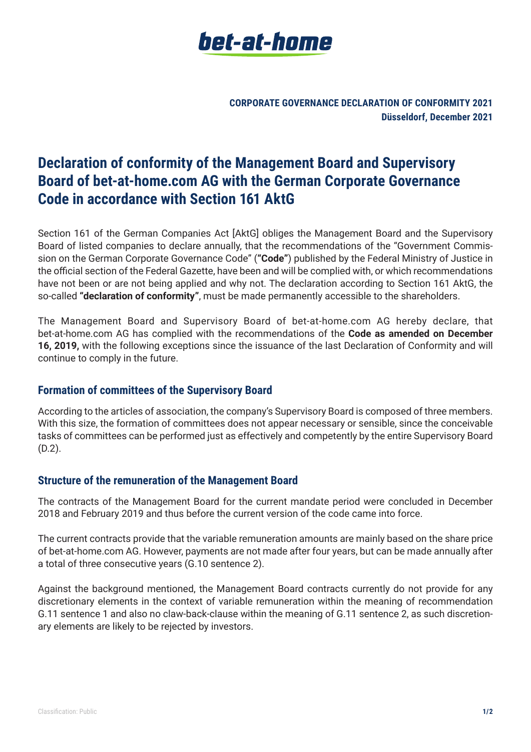**CORPORATE GOVERNANCE DECLARATION OF CONFORMITY 2021**
**Düsseldorf, December 2021**

# Declaration of conformity of the Management Board and Supervisory Board of bet-at-home.com AG with the German Corporate Governance Code in accordance with Section 161 AktG

Section 161 of the German Companies Act [AktG] obliges the Management Board and the Supervisory Board of listed companies to declare annually, that the recommendations of the "Government Commission on the German Corporate Governance Code" (**"Code"**) published by the Federal Ministry of Justice in the official section of the Federal Gazette, have been and will be complied with, or which recommendations have not been or are not being applied and why not. The declaration according to Section 161 AktG, the so-called **"declaration of conformity"**, must be made permanently accessible to the shareholders.

The Management Board and Supervisory Board of bet-at-home.com AG hereby declare, that bet-at-home.com AG has complied with the recommendations of the **Code as amended on December 16, 2019,** with the following exceptions since the issuance of the last Declaration of Conformity and will continue to comply in the future.

## Formation of committees of the Supervisory Board

According to the articles of association, the company's Supervisory Board is composed of three members. With this size, the formation of committees does not appear necessary or sensible, since the conceivable tasks of committees can be performed just as effectively and competently by the entire Supervisory Board (D.2).

## Structure of the remuneration of the Management Board

The contracts of the Management Board for the current mandate period were concluded in December 2018 and February 2019 and thus before the current version of the code came into force.

The current contracts provide that the variable remuneration amounts are mainly based on the share price of bet-at-home.com AG. However, payments are not made after four years, but can be made annually after a total of three consecutive years (G.10 sentence 2).

Against the background mentioned, the Management Board contracts currently do not provide for any discretionary elements in the context of variable remuneration within the meaning of recommendation G.11 sentence 1 and also no claw-back-clause within the meaning of G.11 sentence 2, as such discretionary elements are likely to be rejected by investors.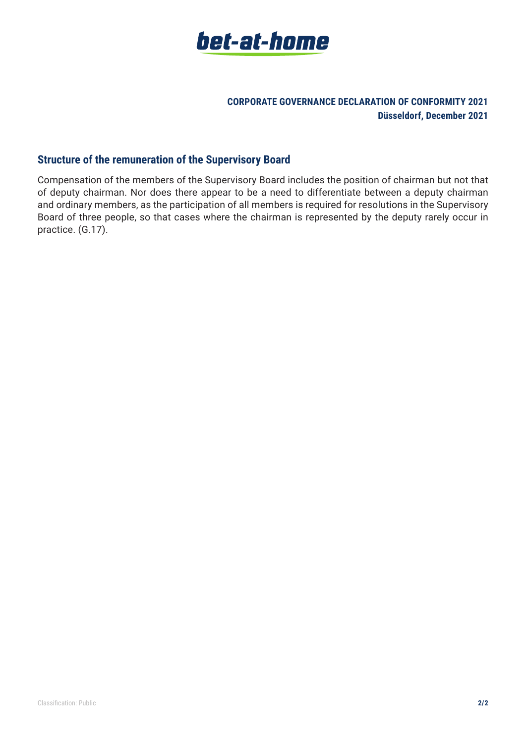**CORPORATE GOVERNANCE DECLARATION OF CONFORMITY 2021**
**Düsseldorf, December 2021**

## Structure of the remuneration of the Supervisory Board

Compensation of the members of the Supervisory Board includes the position of chairman but not that of deputy chairman. Nor does there appear to be a need to differentiate between a deputy chairman and ordinary members, as the participation of all members is required for resolutions in the Supervisory Board of three people, so that cases where the chairman is represented by the deputy rarely occur in practice. (G.17).